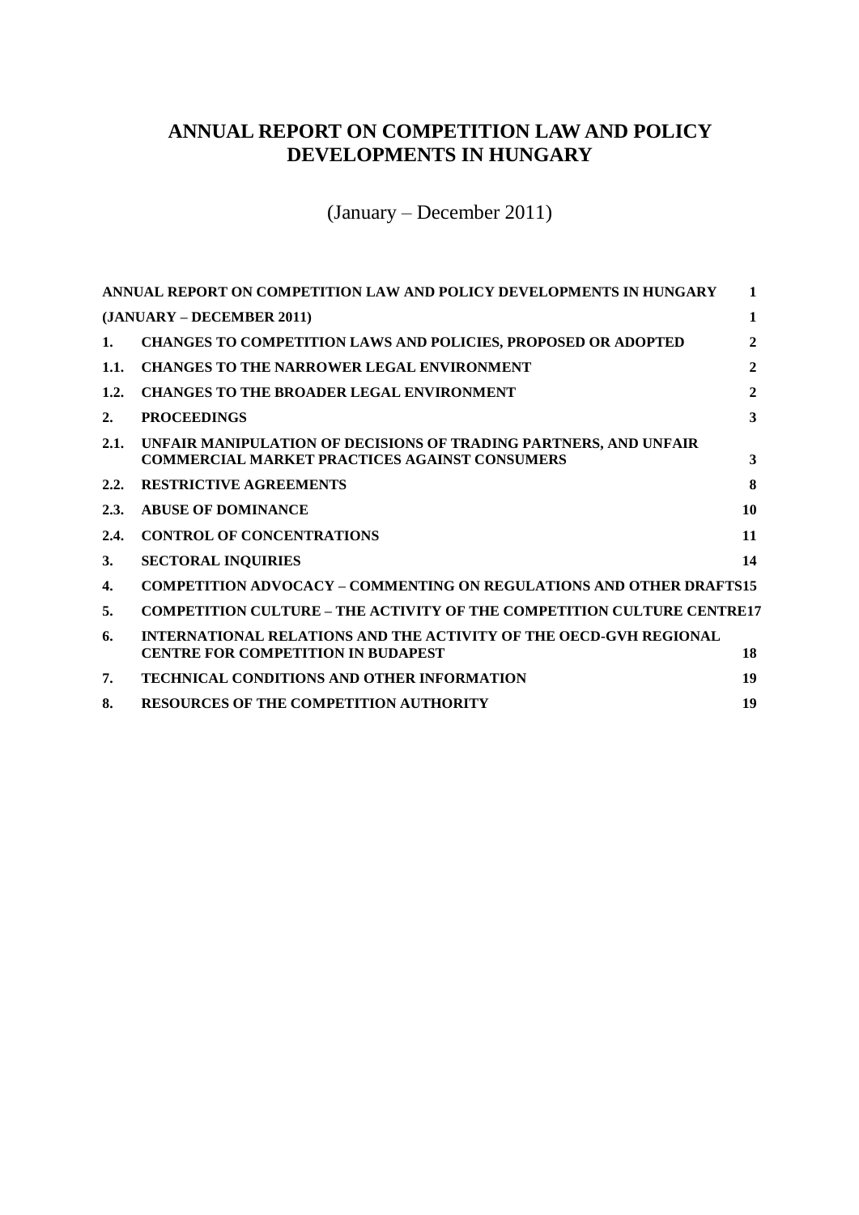# ANNUAL REPORT ON COMPETITION LAW AND POLICY DEVELOPMENTS IN HUNGARY

(January – December 2011)

| | | |
|---|---|---|
| **ANNUAL REPORT ON COMPETITION LAW AND POLICY DEVELOPMENTS IN HUNGARY** | | **1** |
| **(JANUARY – DECEMBER 2011)** | | **1** |
| **1.** | **CHANGES TO COMPETITION LAWS AND POLICIES, PROPOSED OR ADOPTED** | **2** |
| **1.1.** | **CHANGES TO THE NARROWER LEGAL ENVIRONMENT** | **2** |
| **1.2.** | **CHANGES TO THE BROADER LEGAL ENVIRONMENT** | **2** |
| **2.** | **PROCEEDINGS** | **3** |
| **2.1.** | **UNFAIR MANIPULATION OF DECISIONS OF TRADING PARTNERS, AND UNFAIR COMMERCIAL MARKET PRACTICES AGAINST CONSUMERS** | **3** |
| **2.2.** | **RESTRICTIVE AGREEMENTS** | **8** |
| **2.3.** | **ABUSE OF DOMINANCE** | **10** |
| **2.4.** | **CONTROL OF CONCENTRATIONS** | **11** |
| **3.** | **SECTORAL INQUIRIES** | **14** |
| **4.** | **COMPETITION ADVOCACY – COMMENTING ON REGULATIONS AND OTHER DRAFTS** | **15** |
| **5.** | **COMPETITION CULTURE – THE ACTIVITY OF THE COMPETITION CULTURE CENTRE** | **17** |
| **6.** | **INTERNATIONAL RELATIONS AND THE ACTIVITY OF THE OECD-GVH REGIONAL CENTRE FOR COMPETITION IN BUDAPEST** | **18** |
| **7.** | **TECHNICAL CONDITIONS AND OTHER INFORMATION** | **19** |
| **8.** | **RESOURCES OF THE COMPETITION AUTHORITY** | **19** |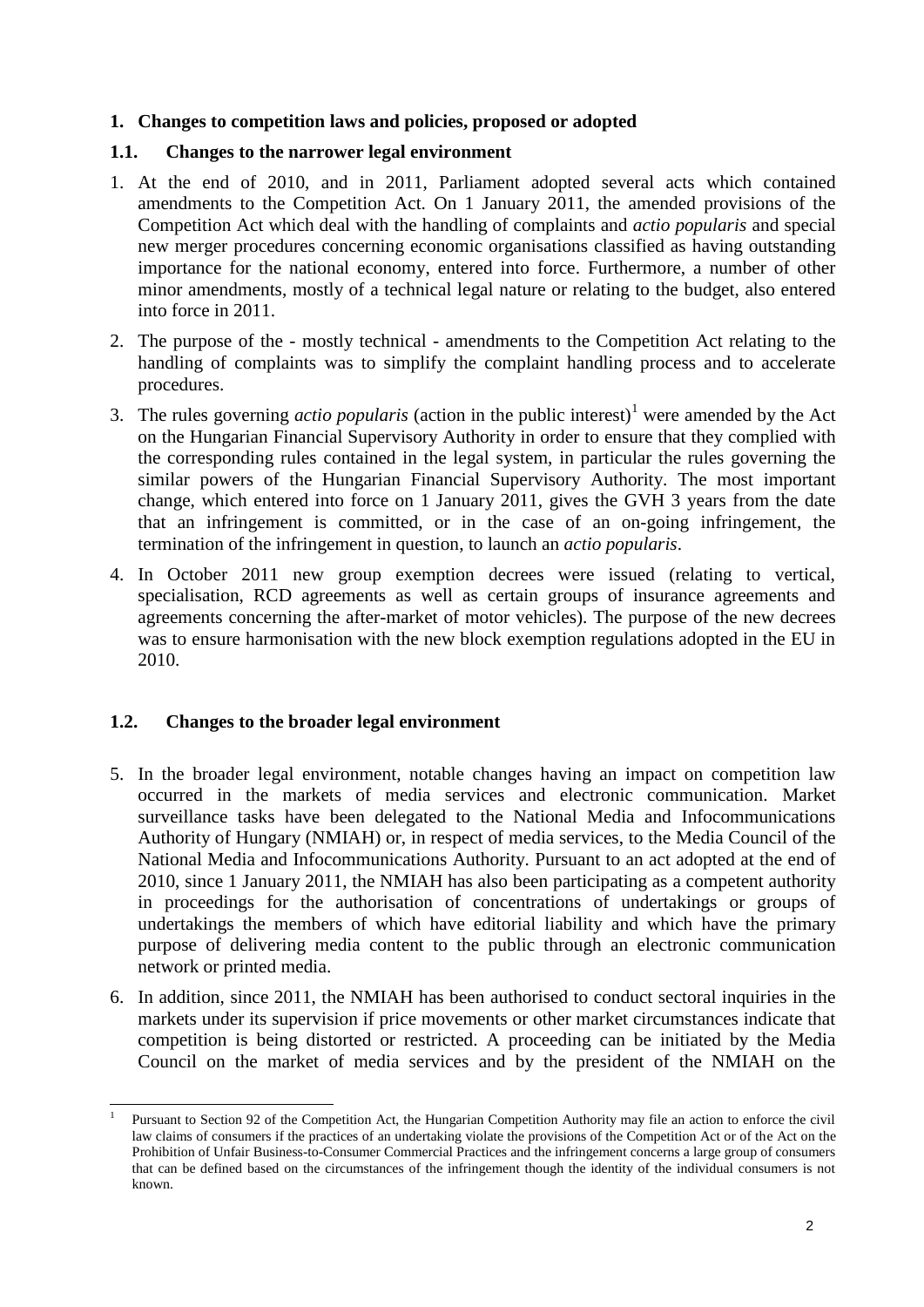# 1. Changes to competition laws and policies, proposed or adopted

## 1.1. Changes to the narrower legal environment

1. At the end of 2010, and in 2011, Parliament adopted several acts which contained amendments to the Competition Act. On 1 January 2011, the amended provisions of the Competition Act which deal with the handling of complaints and *actio popularis* and special new merger procedures concerning economic organisations classified as having outstanding importance for the national economy, entered into force. Furthermore, a number of other minor amendments, mostly of a technical legal nature or relating to the budget, also entered into force in 2011.

2. The purpose of the - mostly technical - amendments to the Competition Act relating to the handling of complaints was to simplify the complaint handling process and to accelerate procedures.

3. The rules governing *actio popularis* (action in the public interest)[1] were amended by the Act on the Hungarian Financial Supervisory Authority in order to ensure that they complied with the corresponding rules contained in the legal system, in particular the rules governing the similar powers of the Hungarian Financial Supervisory Authority. The most important change, which entered into force on 1 January 2011, gives the GVH 3 years from the date that an infringement is committed, or in the case of an on-going infringement, the termination of the infringement in question, to launch an *actio popularis*.

4. In October 2011 new group exemption decrees were issued (relating to vertical, specialisation, RCD agreements as well as certain groups of insurance agreements and agreements concerning the after-market of motor vehicles). The purpose of the new decrees was to ensure harmonisation with the new block exemption regulations adopted in the EU in 2010.

## 1.2. Changes to the broader legal environment

5. In the broader legal environment, notable changes having an impact on competition law occurred in the markets of media services and electronic communication. Market surveillance tasks have been delegated to the National Media and Infocommunications Authority of Hungary (NMIAH) or, in respect of media services, to the Media Council of the National Media and Infocommunications Authority. Pursuant to an act adopted at the end of 2010, since 1 January 2011, the NMIAH has also been participating as a competent authority in proceedings for the authorisation of concentrations of undertakings or groups of undertakings the members of which have editorial liability and which have the primary purpose of delivering media content to the public through an electronic communication network or printed media.

6. In addition, since 2011, the NMIAH has been authorised to conduct sectoral inquiries in the markets under its supervision if price movements or other market circumstances indicate that competition is being distorted or restricted. A proceeding can be initiated by the Media Council on the market of media services and by the president of the NMIAH on the

---

[1] Pursuant to Section 92 of the Competition Act, the Hungarian Competition Authority may file an action to enforce the civil law claims of consumers if the practices of an undertaking violate the provisions of the Competition Act or of the Act on the Prohibition of Unfair Business-to-Consumer Commercial Practices and the infringement concerns a large group of consumers that can be defined based on the circumstances of the infringement though the identity of the individual consumers is not known.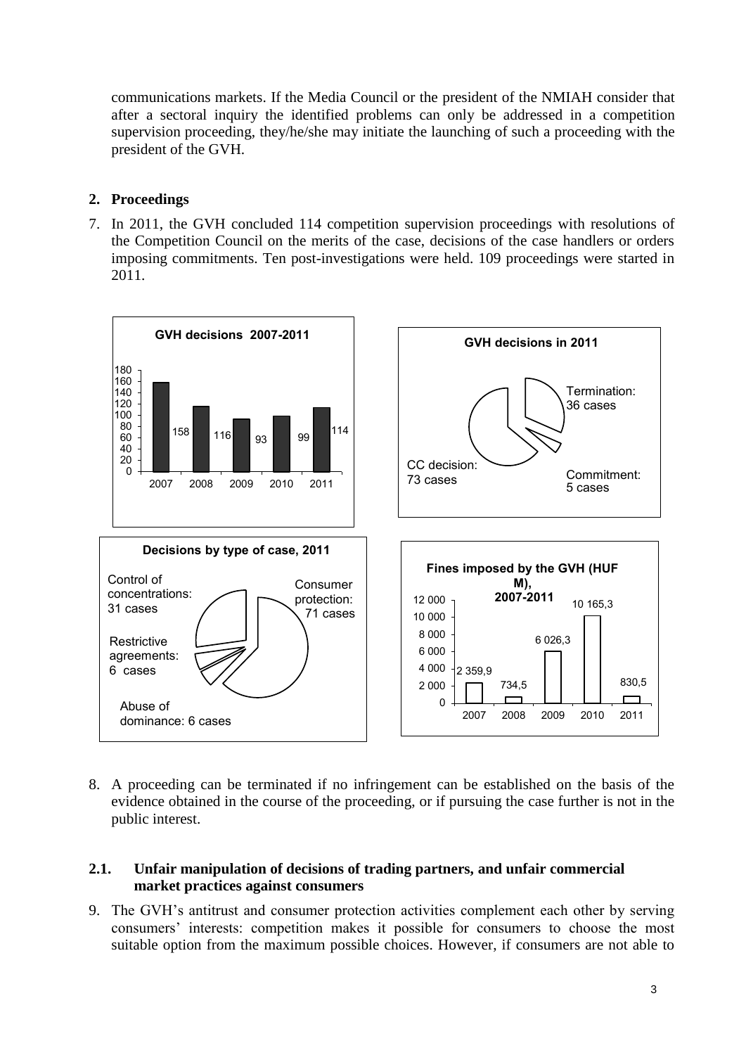communications markets. If the Media Council or the president of the NMIAH consider that after a sectoral inquiry the identified problems can only be addressed in a competition supervision proceeding, they/he/she may initiate the launching of such a proceeding with the president of the GVH.

## 2. Proceedings

7. In 2011, the GVH concluded 114 competition supervision proceedings with resolutions of the Competition Council on the merits of the case, decisions of the case handlers or orders imposing commitments. Ten post-investigations were held. 109 proceedings were started in 2011.

**GVH decisions 2007-2011**

| 2007 | 2008 | 2009 | 2010 | 2011 |
|---|---|---|---|---|
| 158 | 116 | 93 | 99 | 114 |

**GVH decisions in 2011**

- Termination: 36 cases
- Commitment: 5 cases
- CC decision: 73 cases

**Decisions by type of case, 2011**

- Control of concentrations: 31 cases
- Consumer protection: 71 cases
- Restrictive agreements: 6 cases
- Abuse of dominance: 6 cases

**Fines imposed by the GVH (HUF M), 2007-2011**

| 2007 | 2008 | 2009 | 2010 | 2011 |
|---|---|---|---|---|
| 2 359,9 | 734,5 | 6 026,3 | 10 165,3 | 830,5 |

8. A proceeding can be terminated if no infringement can be established on the basis of the evidence obtained in the course of the proceeding, or if pursuing the case further is not in the public interest.

### 2.1. Unfair manipulation of decisions of trading partners, and unfair commercial market practices against consumers

9. The GVH's antitrust and consumer protection activities complement each other by serving consumers' interests: competition makes it possible for consumers to choose the most suitable option from the maximum possible choices. However, if consumers are not able to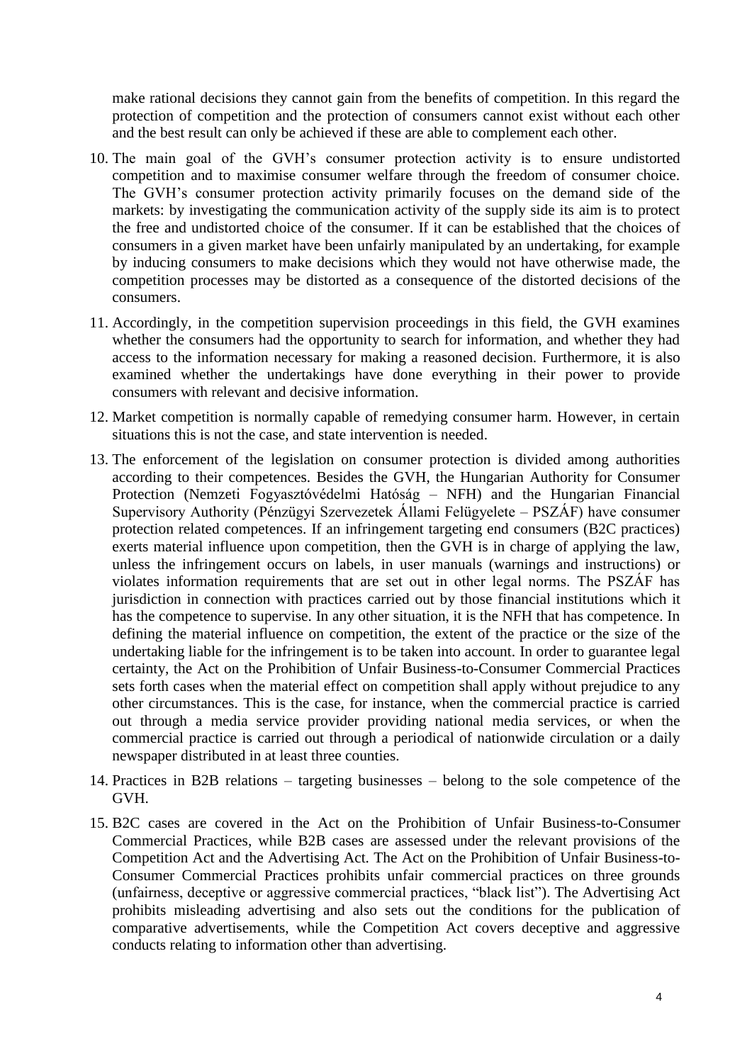make rational decisions they cannot gain from the benefits of competition. In this regard the protection of competition and the protection of consumers cannot exist without each other and the best result can only be achieved if these are able to complement each other.

10. The main goal of the GVH's consumer protection activity is to ensure undistorted competition and to maximise consumer welfare through the freedom of consumer choice. The GVH's consumer protection activity primarily focuses on the demand side of the markets: by investigating the communication activity of the supply side its aim is to protect the free and undistorted choice of the consumer. If it can be established that the choices of consumers in a given market have been unfairly manipulated by an undertaking, for example by inducing consumers to make decisions which they would not have otherwise made, the competition processes may be distorted as a consequence of the distorted decisions of the consumers.

11. Accordingly, in the competition supervision proceedings in this field, the GVH examines whether the consumers had the opportunity to search for information, and whether they had access to the information necessary for making a reasoned decision. Furthermore, it is also examined whether the undertakings have done everything in their power to provide consumers with relevant and decisive information.

12. Market competition is normally capable of remedying consumer harm. However, in certain situations this is not the case, and state intervention is needed.

13. The enforcement of the legislation on consumer protection is divided among authorities according to their competences. Besides the GVH, the Hungarian Authority for Consumer Protection (Nemzeti Fogyasztóvédelmi Hatóság – NFH) and the Hungarian Financial Supervisory Authority (Pénzügyi Szervezetek Állami Felügyelete – PSZÁF) have consumer protection related competences. If an infringement targeting end consumers (B2C practices) exerts material influence upon competition, then the GVH is in charge of applying the law, unless the infringement occurs on labels, in user manuals (warnings and instructions) or violates information requirements that are set out in other legal norms. The PSZÁF has jurisdiction in connection with practices carried out by those financial institutions which it has the competence to supervise. In any other situation, it is the NFH that has competence. In defining the material influence on competition, the extent of the practice or the size of the undertaking liable for the infringement is to be taken into account. In order to guarantee legal certainty, the Act on the Prohibition of Unfair Business-to-Consumer Commercial Practices sets forth cases when the material effect on competition shall apply without prejudice to any other circumstances. This is the case, for instance, when the commercial practice is carried out through a media service provider providing national media services, or when the commercial practice is carried out through a periodical of nationwide circulation or a daily newspaper distributed in at least three counties.

14. Practices in B2B relations – targeting businesses – belong to the sole competence of the GVH.

15. B2C cases are covered in the Act on the Prohibition of Unfair Business-to-Consumer Commercial Practices, while B2B cases are assessed under the relevant provisions of the Competition Act and the Advertising Act. The Act on the Prohibition of Unfair Business-to-Consumer Commercial Practices prohibits unfair commercial practices on three grounds (unfairness, deceptive or aggressive commercial practices, "black list"). The Advertising Act prohibits misleading advertising and also sets out the conditions for the publication of comparative advertisements, while the Competition Act covers deceptive and aggressive conducts relating to information other than advertising.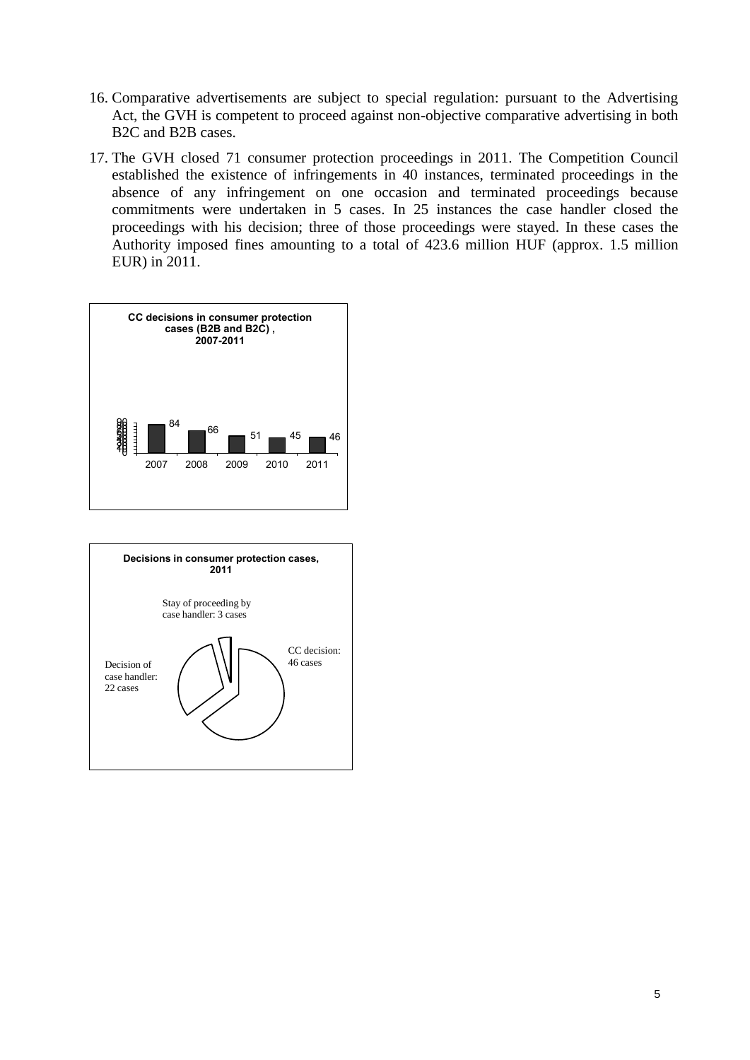16. Comparative advertisements are subject to special regulation: pursuant to the Advertising Act, the GVH is competent to proceed against non-objective comparative advertising in both B2C and B2B cases.

17. The GVH closed 71 consumer protection proceedings in 2011. The Competition Council established the existence of infringements in 40 instances, terminated proceedings in the absence of any infringement on one occasion and terminated proceedings because commitments were undertaken in 5 cases. In 25 instances the case handler closed the proceedings with his decision; three of those proceedings were stayed. In these cases the Authority imposed fines amounting to a total of 423.6 million HUF (approx. 1.5 million EUR) in 2011.

**CC decisions in consumer protection cases (B2B and B2C), 2007-2011**

| Year | Decisions |
|---|---|
| 2007 | 84 |
| 2008 | 66 |
| 2009 | 51 |
| 2010 | 45 |
| 2011 | 46 |

**Decisions in consumer protection cases, 2011**

- CC decision: 46 cases
- Decision of case handler: 22 cases
- Stay of proceeding by case handler: 3 cases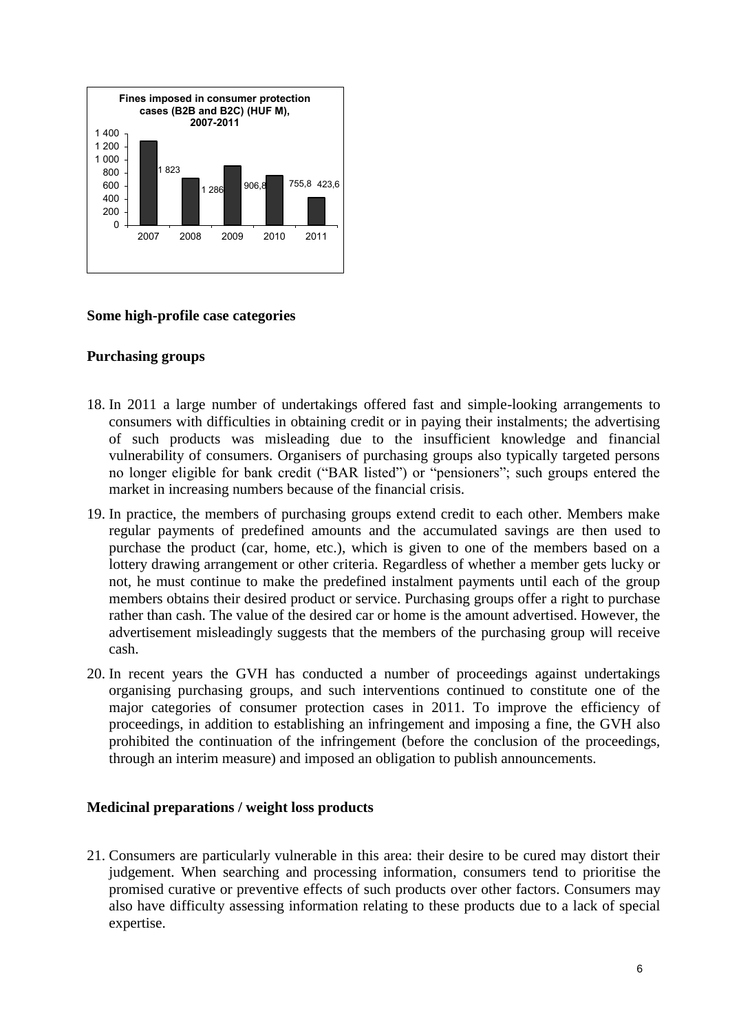**Fines imposed in consumer protection cases (B2B and B2C) (HUF M), 2007-2011**

| 2007 | 2008 | 2009 | 2010 | 2011 |
|---|---|---|---|---|
| 1 823 | 1 286 | 906,8 | 755,8 | 423,6 |

## Some high-profile case categories

### Purchasing groups

18. In 2011 a large number of undertakings offered fast and simple-looking arrangements to consumers with difficulties in obtaining credit or in paying their instalments; the advertising of such products was misleading due to the insufficient knowledge and financial vulnerability of consumers. Organisers of purchasing groups also typically targeted persons no longer eligible for bank credit ("BAR listed") or "pensioners"; such groups entered the market in increasing numbers because of the financial crisis.

19. In practice, the members of purchasing groups extend credit to each other. Members make regular payments of predefined amounts and the accumulated savings are then used to purchase the product (car, home, etc.), which is given to one of the members based on a lottery drawing arrangement or other criteria. Regardless of whether a member gets lucky or not, he must continue to make the predefined instalment payments until each of the group members obtains their desired product or service. Purchasing groups offer a right to purchase rather than cash. The value of the desired car or home is the amount advertised. However, the advertisement misleadingly suggests that the members of the purchasing group will receive cash.

20. In recent years the GVH has conducted a number of proceedings against undertakings organising purchasing groups, and such interventions continued to constitute one of the major categories of consumer protection cases in 2011. To improve the efficiency of proceedings, in addition to establishing an infringement and imposing a fine, the GVH also prohibited the continuation of the infringement (before the conclusion of the proceedings, through an interim measure) and imposed an obligation to publish announcements.

### Medicinal preparations / weight loss products

21. Consumers are particularly vulnerable in this area: their desire to be cured may distort their judgement. When searching and processing information, consumers tend to prioritise the promised curative or preventive effects of such products over other factors. Consumers may also have difficulty assessing information relating to these products due to a lack of special expertise.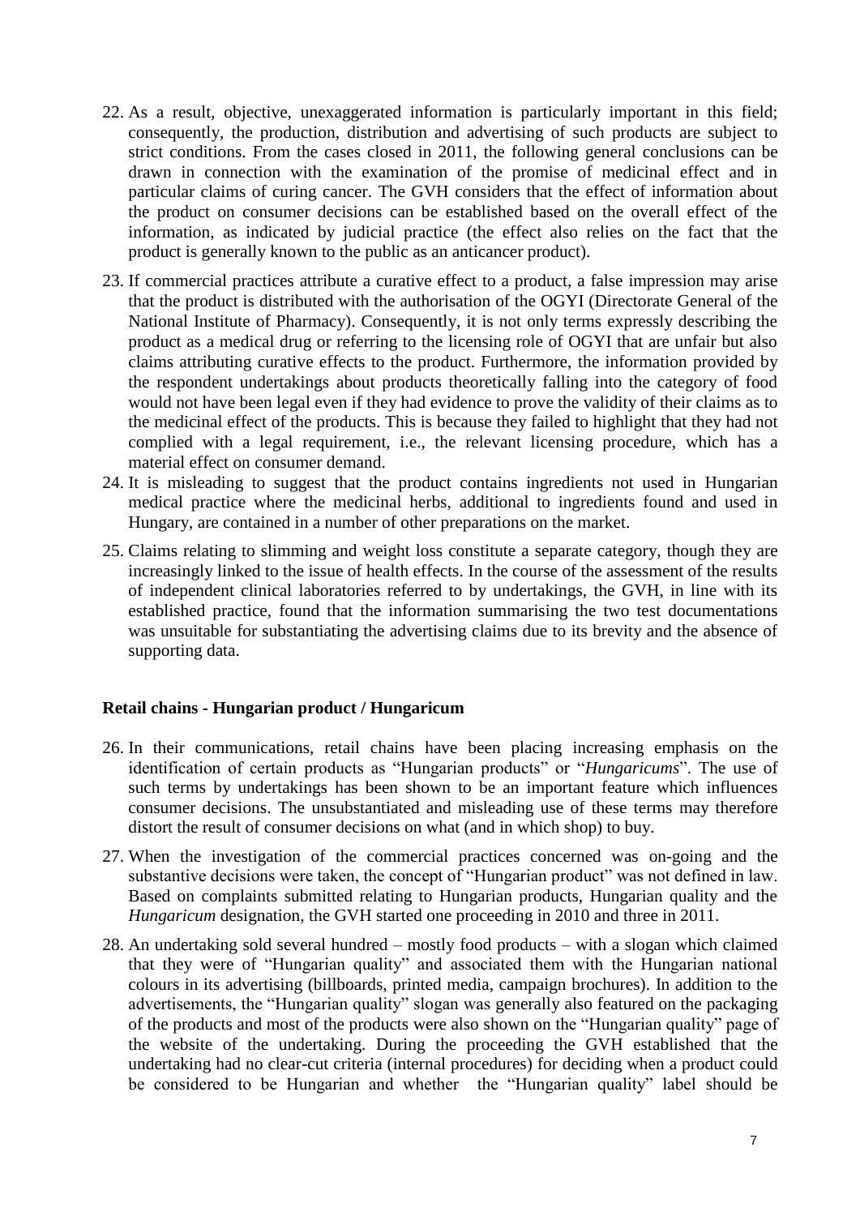22. As a result, objective, unexaggerated information is particularly important in this field; consequently, the production, distribution and advertising of such products are subject to strict conditions. From the cases closed in 2011, the following general conclusions can be drawn in connection with the examination of the promise of medicinal effect and in particular claims of curing cancer. The GVH considers that the effect of information about the product on consumer decisions can be established based on the overall effect of the information, as indicated by judicial practice (the effect also relies on the fact that the product is generally known to the public as an anticancer product).
23. If commercial practices attribute a curative effect to a product, a false impression may arise that the product is distributed with the authorisation of the OGYI (Directorate General of the National Institute of Pharmacy). Consequently, it is not only terms expressly describing the product as a medical drug or referring to the licensing role of OGYI that are unfair but also claims attributing curative effects to the product. Furthermore, the information provided by the respondent undertakings about products theoretically falling into the category of food would not have been legal even if they had evidence to prove the validity of their claims as to the medicinal effect of the products. This is because they failed to highlight that they had not complied with a legal requirement, i.e., the relevant licensing procedure, which has a material effect on consumer demand.
24. It is misleading to suggest that the product contains ingredients not used in Hungarian medical practice where the medicinal herbs, additional to ingredients found and used in Hungary, are contained in a number of other preparations on the market.
25. Claims relating to slimming and weight loss constitute a separate category, though they are increasingly linked to the issue of health effects. In the course of the assessment of the results of independent clinical laboratories referred to by undertakings, the GVH, in line with its established practice, found that the information summarising the two test documentations was unsuitable for substantiating the advertising claims due to its brevity and the absence of supporting data.

**Retail chains - Hungarian product / Hungaricum**

26. In their communications, retail chains have been placing increasing emphasis on the identification of certain products as "Hungarian products" or "*Hungaricums*". The use of such terms by undertakings has been shown to be an important feature which influences consumer decisions. The unsubstantiated and misleading use of these terms may therefore distort the result of consumer decisions on what (and in which shop) to buy.
27. When the investigation of the commercial practices concerned was on-going and the substantive decisions were taken, the concept of "Hungarian product" was not defined in law. Based on complaints submitted relating to Hungarian products, Hungarian quality and the *Hungaricum* designation, the GVH started one proceeding in 2010 and three in 2011.
28. An undertaking sold several hundred – mostly food products – with a slogan which claimed that they were of "Hungarian quality" and associated them with the Hungarian national colours in its advertising (billboards, printed media, campaign brochures). In addition to the advertisements, the "Hungarian quality" slogan was generally also featured on the packaging of the products and most of the products were also shown on the "Hungarian quality" page of the website of the undertaking. During the proceeding the GVH established that the undertaking had no clear-cut criteria (internal procedures) for deciding when a product could be considered to be Hungarian and whether the "Hungarian quality" label should be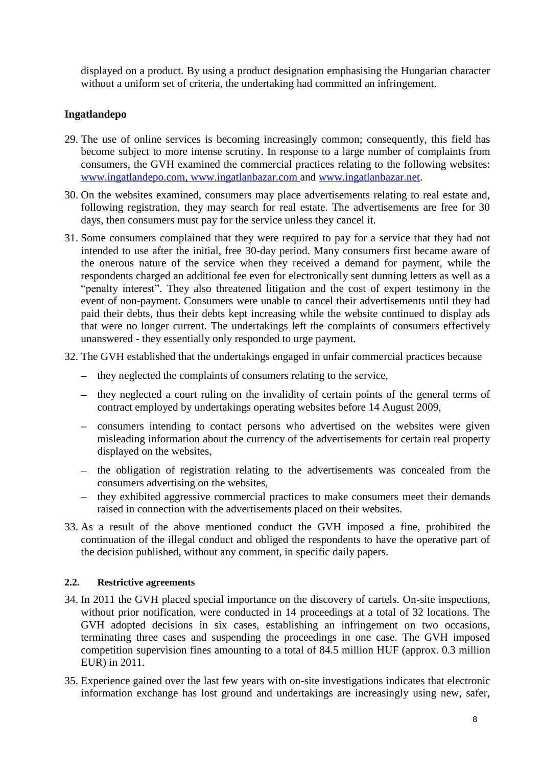displayed on a product. By using a product designation emphasising the Hungarian character without a uniform set of criteria, the undertaking had committed an infringement.

**Ingatlandepo**

29. The use of online services is becoming increasingly common; consequently, this field has become subject to more intense scrutiny. In response to a large number of complaints from consumers, the GVH examined the commercial practices relating to the following websites: www.ingatlandepo.com, www.ingatlanbazar.com and www.ingatlanbazar.net.

30. On the websites examined, consumers may place advertisements relating to real estate and, following registration, they may search for real estate. The advertisements are free for 30 days, then consumers must pay for the service unless they cancel it.

31. Some consumers complained that they were required to pay for a service that they had not intended to use after the initial, free 30-day period. Many consumers first became aware of the onerous nature of the service when they received a demand for payment, while the respondents charged an additional fee even for electronically sent dunning letters as well as a "penalty interest". They also threatened litigation and the cost of expert testimony in the event of non-payment. Consumers were unable to cancel their advertisements until they had paid their debts, thus their debts kept increasing while the website continued to display ads that were no longer current. The undertakings left the complaints of consumers effectively unanswered - they essentially only responded to urge payment.

32. The GVH established that the undertakings engaged in unfair commercial practices because

    - they neglected the complaints of consumers relating to the service,
    - they neglected a court ruling on the invalidity of certain points of the general terms of contract employed by undertakings operating websites before 14 August 2009,
    - consumers intending to contact persons who advertised on the websites were given misleading information about the currency of the advertisements for certain real property displayed on the websites,
    - the obligation of registration relating to the advertisements was concealed from the consumers advertising on the websites,
    - they exhibited aggressive commercial practices to make consumers meet their demands raised in connection with the advertisements placed on their websites.

33. As a result of the above mentioned conduct the GVH imposed a fine, prohibited the continuation of the illegal conduct and obliged the respondents to have the operative part of the decision published, without any comment, in specific daily papers.

### 2.2. Restrictive agreements

34. In 2011 the GVH placed special importance on the discovery of cartels. On-site inspections, without prior notification, were conducted in 14 proceedings at a total of 32 locations. The GVH adopted decisions in six cases, establishing an infringement on two occasions, terminating three cases and suspending the proceedings in one case. The GVH imposed competition supervision fines amounting to a total of 84.5 million HUF (approx. 0.3 million EUR) in 2011.

35. Experience gained over the last few years with on-site investigations indicates that electronic information exchange has lost ground and undertakings are increasingly using new, safer,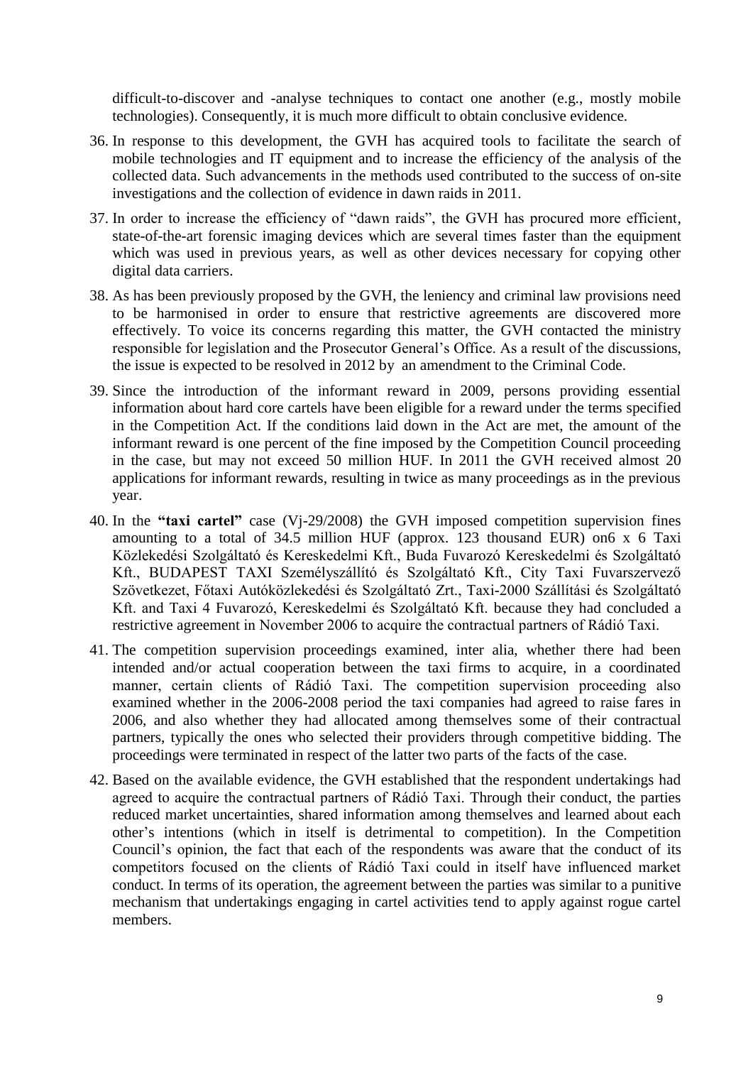difficult-to-discover and -analyse techniques to contact one another (e.g., mostly mobile technologies). Consequently, it is much more difficult to obtain conclusive evidence.

36. In response to this development, the GVH has acquired tools to facilitate the search of mobile technologies and IT equipment and to increase the efficiency of the analysis of the collected data. Such advancements in the methods used contributed to the success of on-site investigations and the collection of evidence in dawn raids in 2011.

37. In order to increase the efficiency of "dawn raids", the GVH has procured more efficient, state-of-the-art forensic imaging devices which are several times faster than the equipment which was used in previous years, as well as other devices necessary for copying other digital data carriers.

38. As has been previously proposed by the GVH, the leniency and criminal law provisions need to be harmonised in order to ensure that restrictive agreements are discovered more effectively. To voice its concerns regarding this matter, the GVH contacted the ministry responsible for legislation and the Prosecutor General's Office. As a result of the discussions, the issue is expected to be resolved in 2012 by an amendment to the Criminal Code.

39. Since the introduction of the informant reward in 2009, persons providing essential information about hard core cartels have been eligible for a reward under the terms specified in the Competition Act. If the conditions laid down in the Act are met, the amount of the informant reward is one percent of the fine imposed by the Competition Council proceeding in the case, but may not exceed 50 million HUF. In 2011 the GVH received almost 20 applications for informant rewards, resulting in twice as many proceedings as in the previous year.

40. In the **"taxi cartel"** case (Vj-29/2008) the GVH imposed competition supervision fines amounting to a total of 34.5 million HUF (approx. 123 thousand EUR) on6 x 6 Taxi Közlekedési Szolgáltató és Kereskedelmi Kft., Buda Fuvarozó Kereskedelmi és Szolgáltató Kft., BUDAPEST TAXI Személyszállító és Szolgáltató Kft., City Taxi Fuvarszervező Szövetkezet, Főtaxi Autóközlekedési és Szolgáltató Zrt., Taxi-2000 Szállítási és Szolgáltató Kft. and Taxi 4 Fuvarozó, Kereskedelmi és Szolgáltató Kft. because they had concluded a restrictive agreement in November 2006 to acquire the contractual partners of Rádió Taxi.

41. The competition supervision proceedings examined, inter alia, whether there had been intended and/or actual cooperation between the taxi firms to acquire, in a coordinated manner, certain clients of Rádió Taxi. The competition supervision proceeding also examined whether in the 2006-2008 period the taxi companies had agreed to raise fares in 2006, and also whether they had allocated among themselves some of their contractual partners, typically the ones who selected their providers through competitive bidding. The proceedings were terminated in respect of the latter two parts of the facts of the case.

42. Based on the available evidence, the GVH established that the respondent undertakings had agreed to acquire the contractual partners of Rádió Taxi. Through their conduct, the parties reduced market uncertainties, shared information among themselves and learned about each other's intentions (which in itself is detrimental to competition). In the Competition Council's opinion, the fact that each of the respondents was aware that the conduct of its competitors focused on the clients of Rádió Taxi could in itself have influenced market conduct. In terms of its operation, the agreement between the parties was similar to a punitive mechanism that undertakings engaging in cartel activities tend to apply against rogue cartel members.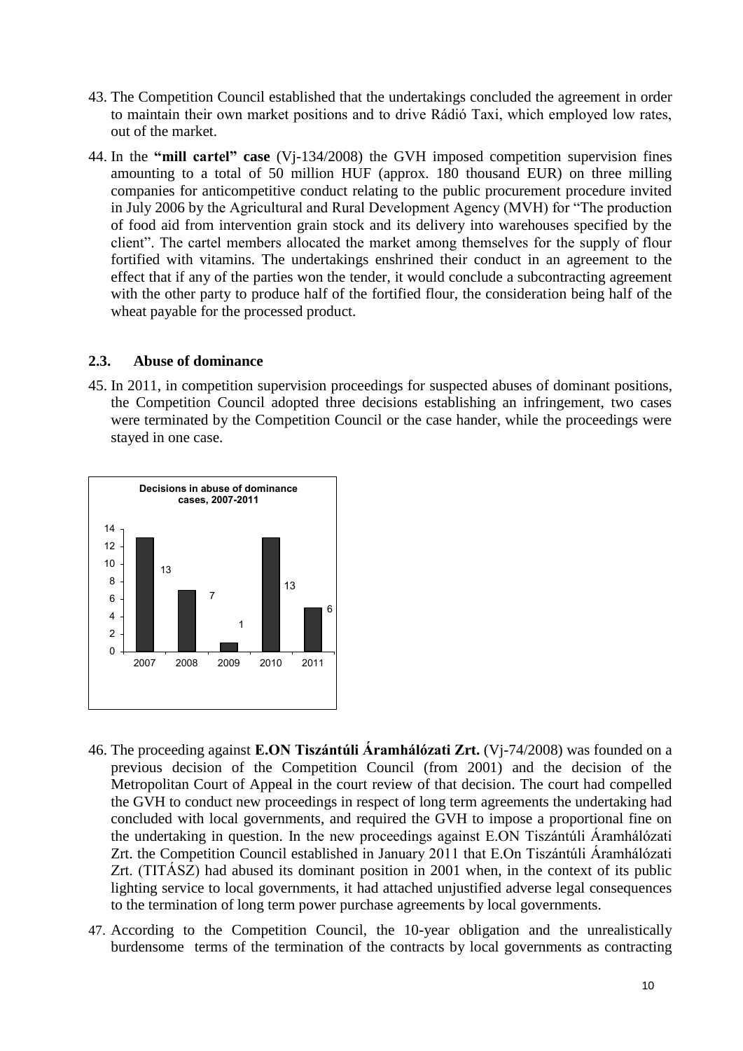43. The Competition Council established that the undertakings concluded the agreement in order to maintain their own market positions and to drive Rádió Taxi, which employed low rates, out of the market.

44. In the **"mill cartel" case** (Vj-134/2008) the GVH imposed competition supervision fines amounting to a total of 50 million HUF (approx. 180 thousand EUR) on three milling companies for anticompetitive conduct relating to the public procurement procedure invited in July 2006 by the Agricultural and Rural Development Agency (MVH) for "The production of food aid from intervention grain stock and its delivery into warehouses specified by the client". The cartel members allocated the market among themselves for the supply of flour fortified with vitamins. The undertakings enshrined their conduct in an agreement to the effect that if any of the parties won the tender, it would conclude a subcontracting agreement with the other party to produce half of the fortified flour, the consideration being half of the wheat payable for the processed product.

### 2.3. Abuse of dominance

45. In 2011, in competition supervision proceedings for suspected abuses of dominant positions, the Competition Council adopted three decisions establishing an infringement, two cases were terminated by the Competition Council or the case hander, while the proceedings were stayed in one case.

**Decisions in abuse of dominance cases, 2007-2011**

| 2007 | 2008 | 2009 | 2010 | 2011 |
|---|---|---|---|---|
| 13 | 7 | 1 | 13 | 6 |

46. The proceeding against **E.ON Tiszántúli Áramhálózati Zrt.** (Vj-74/2008) was founded on a previous decision of the Competition Council (from 2001) and the decision of the Metropolitan Court of Appeal in the court review of that decision. The court had compelled the GVH to conduct new proceedings in respect of long term agreements the undertaking had concluded with local governments, and required the GVH to impose a proportional fine on the undertaking in question. In the new proceedings against E.ON Tiszántúli Áramhálózati Zrt. the Competition Council established in January 2011 that E.On Tiszántúli Áramhálózati Zrt. (TITÁSZ) had abused its dominant position in 2001 when, in the context of its public lighting service to local governments, it had attached unjustified adverse legal consequences to the termination of long term power purchase agreements by local governments.

47. According to the Competition Council, the 10-year obligation and the unrealistically burdensome terms of the termination of the contracts by local governments as contracting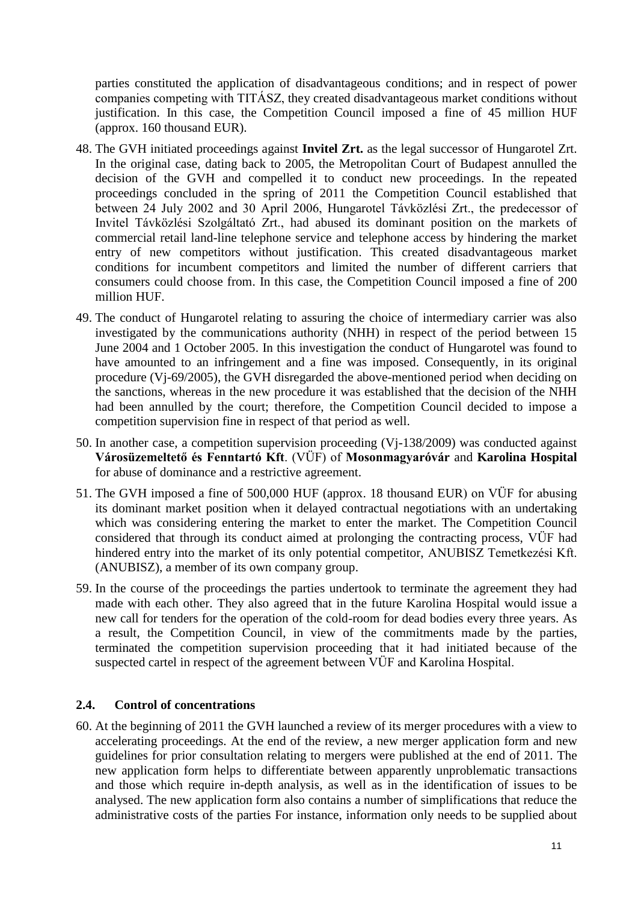parties constituted the application of disadvantageous conditions; and in respect of power companies competing with TITÁSZ, they created disadvantageous market conditions without justification. In this case, the Competition Council imposed a fine of 45 million HUF (approx. 160 thousand EUR).

48. The GVH initiated proceedings against **Invitel Zrt.** as the legal successor of Hungarotel Zrt. In the original case, dating back to 2005, the Metropolitan Court of Budapest annulled the decision of the GVH and compelled it to conduct new proceedings. In the repeated proceedings concluded in the spring of 2011 the Competition Council established that between 24 July 2002 and 30 April 2006, Hungarotel Távközlési Zrt., the predecessor of Invitel Távközlési Szolgáltató Zrt., had abused its dominant position on the markets of commercial retail land-line telephone service and telephone access by hindering the market entry of new competitors without justification. This created disadvantageous market conditions for incumbent competitors and limited the number of different carriers that consumers could choose from. In this case, the Competition Council imposed a fine of 200 million HUF.

49. The conduct of Hungarotel relating to assuring the choice of intermediary carrier was also investigated by the communications authority (NHH) in respect of the period between 15 June 2004 and 1 October 2005. In this investigation the conduct of Hungarotel was found to have amounted to an infringement and a fine was imposed. Consequently, in its original procedure (Vj-69/2005), the GVH disregarded the above-mentioned period when deciding on the sanctions, whereas in the new procedure it was established that the decision of the NHH had been annulled by the court; therefore, the Competition Council decided to impose a competition supervision fine in respect of that period as well.

50. In another case, a competition supervision proceeding (Vj-138/2009) was conducted against **Városüzemeltető és Fenntartó Kft**. (VÜF) of **Mosonmagyaróvár** and **Karolina Hospital** for abuse of dominance and a restrictive agreement.

51. The GVH imposed a fine of 500,000 HUF (approx. 18 thousand EUR) on VÜF for abusing its dominant market position when it delayed contractual negotiations with an undertaking which was considering entering the market to enter the market. The Competition Council considered that through its conduct aimed at prolonging the contracting process, VÜF had hindered entry into the market of its only potential competitor, ANUBISZ Temetkezési Kft. (ANUBISZ), a member of its own company group.

59. In the course of the proceedings the parties undertook to terminate the agreement they had made with each other. They also agreed that in the future Karolina Hospital would issue a new call for tenders for the operation of the cold-room for dead bodies every three years. As a result, the Competition Council, in view of the commitments made by the parties, terminated the competition supervision proceeding that it had initiated because of the suspected cartel in respect of the agreement between VÜF and Karolina Hospital.

## 2.4. Control of concentrations

60. At the beginning of 2011 the GVH launched a review of its merger procedures with a view to accelerating proceedings. At the end of the review, a new merger application form and new guidelines for prior consultation relating to mergers were published at the end of 2011. The new application form helps to differentiate between apparently unproblematic transactions and those which require in-depth analysis, as well as in the identification of issues to be analysed. The new application form also contains a number of simplifications that reduce the administrative costs of the parties For instance, information only needs to be supplied about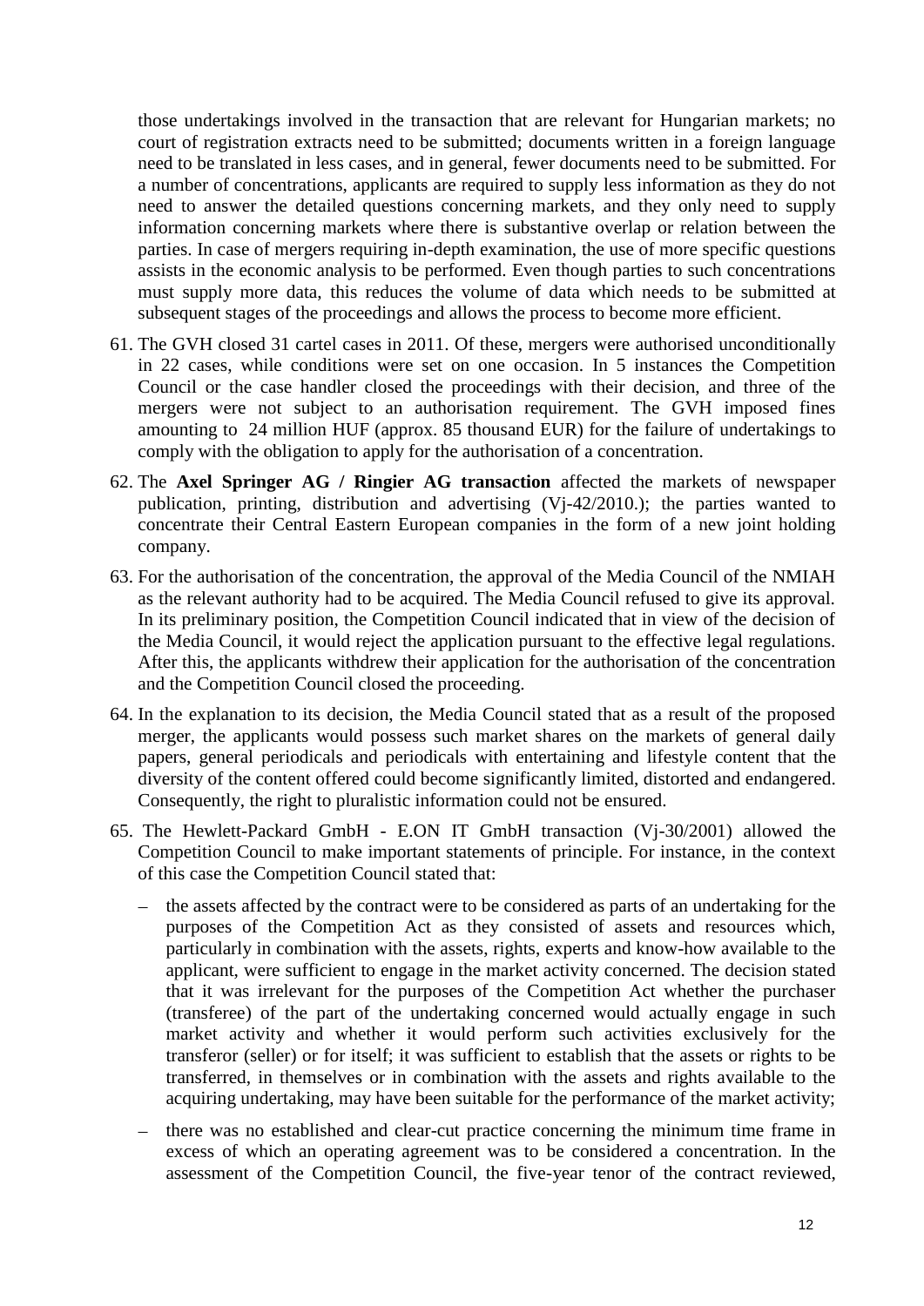those undertakings involved in the transaction that are relevant for Hungarian markets; no court of registration extracts need to be submitted; documents written in a foreign language need to be translated in less cases, and in general, fewer documents need to be submitted. For a number of concentrations, applicants are required to supply less information as they do not need to answer the detailed questions concerning markets, and they only need to supply information concerning markets where there is substantive overlap or relation between the parties. In case of mergers requiring in-depth examination, the use of more specific questions assists in the economic analysis to be performed. Even though parties to such concentrations must supply more data, this reduces the volume of data which needs to be submitted at subsequent stages of the proceedings and allows the process to become more efficient.

61. The GVH closed 31 cartel cases in 2011. Of these, mergers were authorised unconditionally in 22 cases, while conditions were set on one occasion. In 5 instances the Competition Council or the case handler closed the proceedings with their decision, and three of the mergers were not subject to an authorisation requirement. The GVH imposed fines amounting to 24 million HUF (approx. 85 thousand EUR) for the failure of undertakings to comply with the obligation to apply for the authorisation of a concentration.

62. The **Axel Springer AG / Ringier AG transaction** affected the markets of newspaper publication, printing, distribution and advertising (Vj-42/2010.); the parties wanted to concentrate their Central Eastern European companies in the form of a new joint holding company.

63. For the authorisation of the concentration, the approval of the Media Council of the NMIAH as the relevant authority had to be acquired. The Media Council refused to give its approval. In its preliminary position, the Competition Council indicated that in view of the decision of the Media Council, it would reject the application pursuant to the effective legal regulations. After this, the applicants withdrew their application for the authorisation of the concentration and the Competition Council closed the proceeding.

64. In the explanation to its decision, the Media Council stated that as a result of the proposed merger, the applicants would possess such market shares on the markets of general daily papers, general periodicals and periodicals with entertaining and lifestyle content that the diversity of the content offered could become significantly limited, distorted and endangered. Consequently, the right to pluralistic information could not be ensured.

65. The Hewlett-Packard GmbH - E.ON IT GmbH transaction (Vj-30/2001) allowed the Competition Council to make important statements of principle. For instance, in the context of this case the Competition Council stated that:

   – the assets affected by the contract were to be considered as parts of an undertaking for the purposes of the Competition Act as they consisted of assets and resources which, particularly in combination with the assets, rights, experts and know-how available to the applicant, were sufficient to engage in the market activity concerned. The decision stated that it was irrelevant for the purposes of the Competition Act whether the purchaser (transferee) of the part of the undertaking concerned would actually engage in such market activity and whether it would perform such activities exclusively for the transferor (seller) or for itself; it was sufficient to establish that the assets or rights to be transferred, in themselves or in combination with the assets and rights available to the acquiring undertaking, may have been suitable for the performance of the market activity;

   – there was no established and clear-cut practice concerning the minimum time frame in excess of which an operating agreement was to be considered a concentration. In the assessment of the Competition Council, the five-year tenor of the contract reviewed,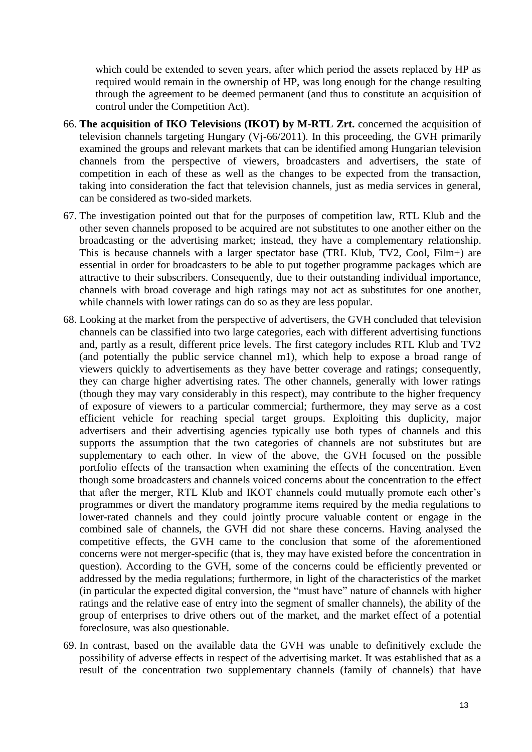which could be extended to seven years, after which period the assets replaced by HP as required would remain in the ownership of HP, was long enough for the change resulting through the agreement to be deemed permanent (and thus to constitute an acquisition of control under the Competition Act).

66. **The acquisition of IKO Televisions (IKOT) by M-RTL Zrt.** concerned the acquisition of television channels targeting Hungary (Vj-66/2011). In this proceeding, the GVH primarily examined the groups and relevant markets that can be identified among Hungarian television channels from the perspective of viewers, broadcasters and advertisers, the state of competition in each of these as well as the changes to be expected from the transaction, taking into consideration the fact that television channels, just as media services in general, can be considered as two-sided markets.

67. The investigation pointed out that for the purposes of competition law, RTL Klub and the other seven channels proposed to be acquired are not substitutes to one another either on the broadcasting or the advertising market; instead, they have a complementary relationship. This is because channels with a larger spectator base (TRL Klub, TV2, Cool, Film+) are essential in order for broadcasters to be able to put together programme packages which are attractive to their subscribers. Consequently, due to their outstanding individual importance, channels with broad coverage and high ratings may not act as substitutes for one another, while channels with lower ratings can do so as they are less popular.

68. Looking at the market from the perspective of advertisers, the GVH concluded that television channels can be classified into two large categories, each with different advertising functions and, partly as a result, different price levels. The first category includes RTL Klub and TV2 (and potentially the public service channel m1), which help to expose a broad range of viewers quickly to advertisements as they have better coverage and ratings; consequently, they can charge higher advertising rates. The other channels, generally with lower ratings (though they may vary considerably in this respect), may contribute to the higher frequency of exposure of viewers to a particular commercial; furthermore, they may serve as a cost efficient vehicle for reaching special target groups. Exploiting this duplicity, major advertisers and their advertising agencies typically use both types of channels and this supports the assumption that the two categories of channels are not substitutes but are supplementary to each other. In view of the above, the GVH focused on the possible portfolio effects of the transaction when examining the effects of the concentration. Even though some broadcasters and channels voiced concerns about the concentration to the effect that after the merger, RTL Klub and IKOT channels could mutually promote each other's programmes or divert the mandatory programme items required by the media regulations to lower-rated channels and they could jointly procure valuable content or engage in the combined sale of channels, the GVH did not share these concerns. Having analysed the competitive effects, the GVH came to the conclusion that some of the aforementioned concerns were not merger-specific (that is, they may have existed before the concentration in question). According to the GVH, some of the concerns could be efficiently prevented or addressed by the media regulations; furthermore, in light of the characteristics of the market (in particular the expected digital conversion, the "must have" nature of channels with higher ratings and the relative ease of entry into the segment of smaller channels), the ability of the group of enterprises to drive others out of the market, and the market effect of a potential foreclosure, was also questionable.

69. In contrast, based on the available data the GVH was unable to definitively exclude the possibility of adverse effects in respect of the advertising market. It was established that as a result of the concentration two supplementary channels (family of channels) that have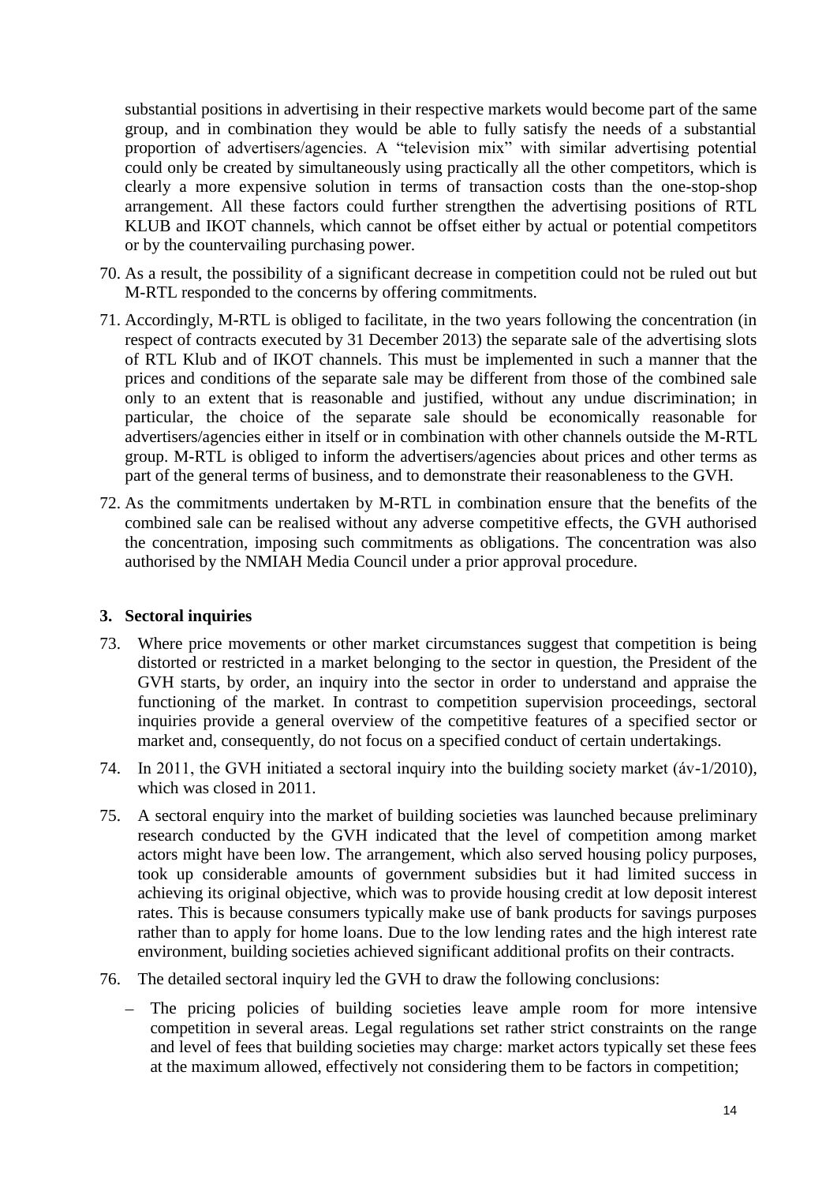substantial positions in advertising in their respective markets would become part of the same group, and in combination they would be able to fully satisfy the needs of a substantial proportion of advertisers/agencies. A "television mix" with similar advertising potential could only be created by simultaneously using practically all the other competitors, which is clearly a more expensive solution in terms of transaction costs than the one-stop-shop arrangement. All these factors could further strengthen the advertising positions of RTL KLUB and IKOT channels, which cannot be offset either by actual or potential competitors or by the countervailing purchasing power.

70. As a result, the possibility of a significant decrease in competition could not be ruled out but M-RTL responded to the concerns by offering commitments.

71. Accordingly, M-RTL is obliged to facilitate, in the two years following the concentration (in respect of contracts executed by 31 December 2013) the separate sale of the advertising slots of RTL Klub and of IKOT channels. This must be implemented in such a manner that the prices and conditions of the separate sale may be different from those of the combined sale only to an extent that is reasonable and justified, without any undue discrimination; in particular, the choice of the separate sale should be economically reasonable for advertisers/agencies either in itself or in combination with other channels outside the M-RTL group. M-RTL is obliged to inform the advertisers/agencies about prices and other terms as part of the general terms of business, and to demonstrate their reasonableness to the GVH.

72. As the commitments undertaken by M-RTL in combination ensure that the benefits of the combined sale can be realised without any adverse competitive effects, the GVH authorised the concentration, imposing such commitments as obligations. The concentration was also authorised by the NMIAH Media Council under a prior approval procedure.

### 3. Sectoral inquiries

73. Where price movements or other market circumstances suggest that competition is being distorted or restricted in a market belonging to the sector in question, the President of the GVH starts, by order, an inquiry into the sector in order to understand and appraise the functioning of the market. In contrast to competition supervision proceedings, sectoral inquiries provide a general overview of the competitive features of a specified sector or market and, consequently, do not focus on a specified conduct of certain undertakings.

74. In 2011, the GVH initiated a sectoral inquiry into the building society market (áv-1/2010), which was closed in 2011.

75. A sectoral enquiry into the market of building societies was launched because preliminary research conducted by the GVH indicated that the level of competition among market actors might have been low. The arrangement, which also served housing policy purposes, took up considerable amounts of government subsidies but it had limited success in achieving its original objective, which was to provide housing credit at low deposit interest rates. This is because consumers typically make use of bank products for savings purposes rather than to apply for home loans. Due to the low lending rates and the high interest rate environment, building societies achieved significant additional profits on their contracts.

76. The detailed sectoral inquiry led the GVH to draw the following conclusions:

   – The pricing policies of building societies leave ample room for more intensive competition in several areas. Legal regulations set rather strict constraints on the range and level of fees that building societies may charge: market actors typically set these fees at the maximum allowed, effectively not considering them to be factors in competition;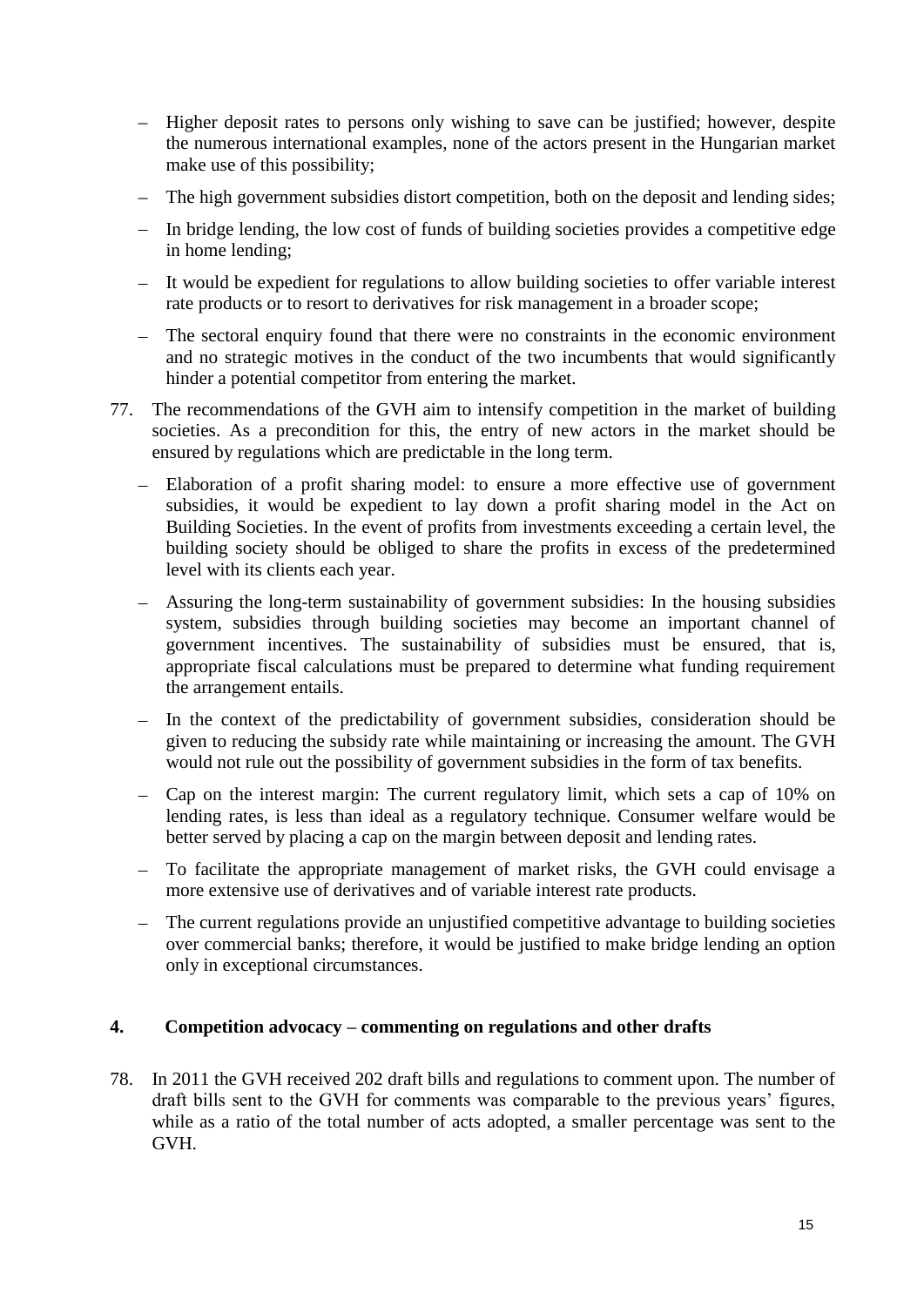- Higher deposit rates to persons only wishing to save can be justified; however, despite the numerous international examples, none of the actors present in the Hungarian market make use of this possibility;
- The high government subsidies distort competition, both on the deposit and lending sides;
- In bridge lending, the low cost of funds of building societies provides a competitive edge in home lending;
- It would be expedient for regulations to allow building societies to offer variable interest rate products or to resort to derivatives for risk management in a broader scope;
- The sectoral enquiry found that there were no constraints in the economic environment and no strategic motives in the conduct of the two incumbents that would significantly hinder a potential competitor from entering the market.

77. The recommendations of the GVH aim to intensify competition in the market of building societies. As a precondition for this, the entry of new actors in the market should be ensured by regulations which are predictable in the long term.

    - Elaboration of a profit sharing model: to ensure a more effective use of government subsidies, it would be expedient to lay down a profit sharing model in the Act on Building Societies. In the event of profits from investments exceeding a certain level, the building society should be obliged to share the profits in excess of the predetermined level with its clients each year.
    - Assuring the long-term sustainability of government subsidies: In the housing subsidies system, subsidies through building societies may become an important channel of government incentives. The sustainability of subsidies must be ensured, that is, appropriate fiscal calculations must be prepared to determine what funding requirement the arrangement entails.
    - In the context of the predictability of government subsidies, consideration should be given to reducing the subsidy rate while maintaining or increasing the amount. The GVH would not rule out the possibility of government subsidies in the form of tax benefits.
    - Cap on the interest margin: The current regulatory limit, which sets a cap of 10% on lending rates, is less than ideal as a regulatory technique. Consumer welfare would be better served by placing a cap on the margin between deposit and lending rates.
    - To facilitate the appropriate management of market risks, the GVH could envisage a more extensive use of derivatives and of variable interest rate products.
    - The current regulations provide an unjustified competitive advantage to building societies over commercial banks; therefore, it would be justified to make bridge lending an option only in exceptional circumstances.

## 4. Competition advocacy – commenting on regulations and other drafts

78. In 2011 the GVH received 202 draft bills and regulations to comment upon. The number of draft bills sent to the GVH for comments was comparable to the previous years' figures, while as a ratio of the total number of acts adopted, a smaller percentage was sent to the GVH.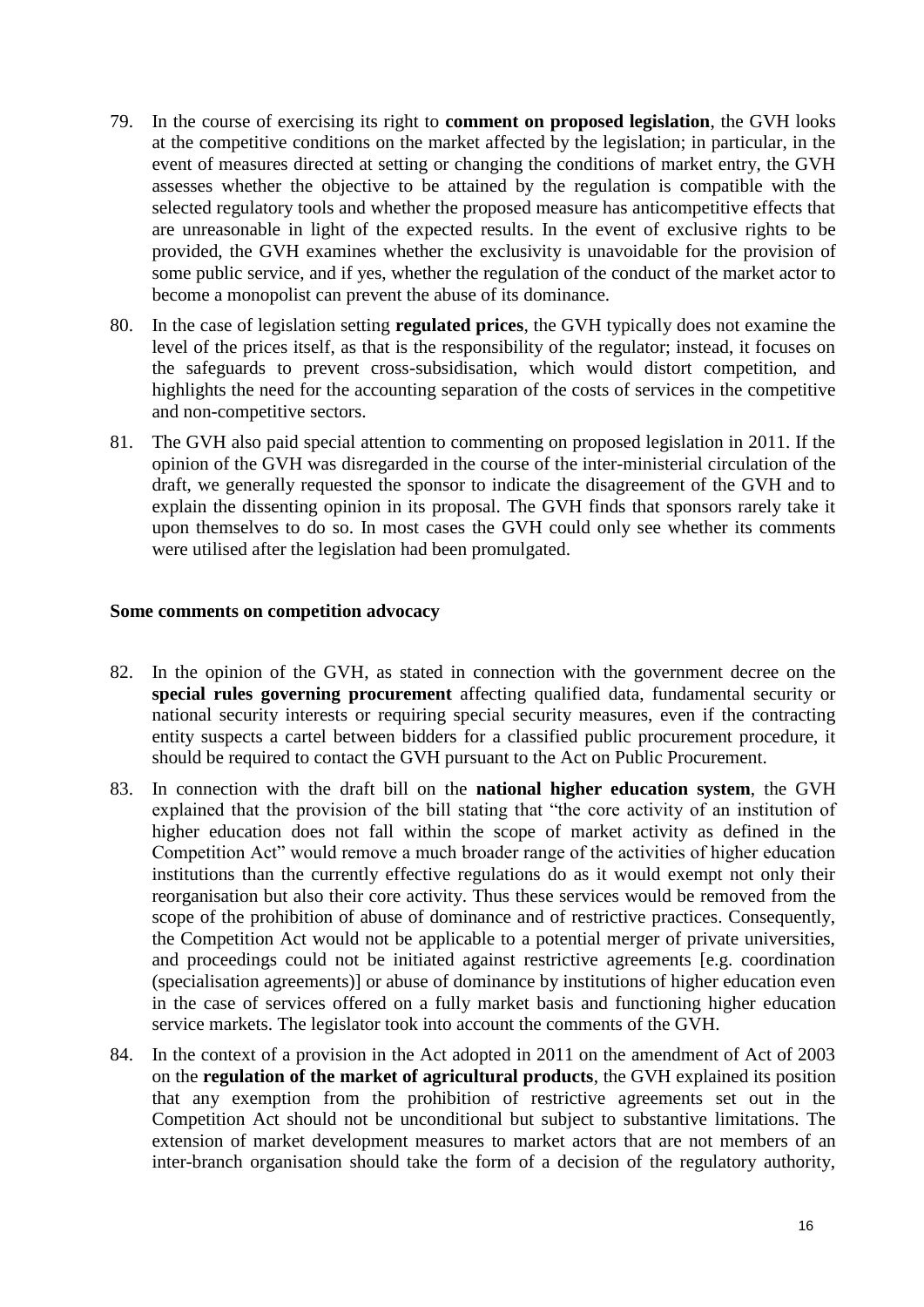79. In the course of exercising its right to **comment on proposed legislation**, the GVH looks at the competitive conditions on the market affected by the legislation; in particular, in the event of measures directed at setting or changing the conditions of market entry, the GVH assesses whether the objective to be attained by the regulation is compatible with the selected regulatory tools and whether the proposed measure has anticompetitive effects that are unreasonable in light of the expected results. In the event of exclusive rights to be provided, the GVH examines whether the exclusivity is unavoidable for the provision of some public service, and if yes, whether the regulation of the conduct of the market actor to become a monopolist can prevent the abuse of its dominance.

80. In the case of legislation setting **regulated prices**, the GVH typically does not examine the level of the prices itself, as that is the responsibility of the regulator; instead, it focuses on the safeguards to prevent cross-subsidisation, which would distort competition, and highlights the need for the accounting separation of the costs of services in the competitive and non-competitive sectors.

81. The GVH also paid special attention to commenting on proposed legislation in 2011. If the opinion of the GVH was disregarded in the course of the inter-ministerial circulation of the draft, we generally requested the sponsor to indicate the disagreement of the GVH and to explain the dissenting opinion in its proposal. The GVH finds that sponsors rarely take it upon themselves to do so. In most cases the GVH could only see whether its comments were utilised after the legislation had been promulgated.

**Some comments on competition advocacy**

82. In the opinion of the GVH, as stated in connection with the government decree on the **special rules governing procurement** affecting qualified data, fundamental security or national security interests or requiring special security measures, even if the contracting entity suspects a cartel between bidders for a classified public procurement procedure, it should be required to contact the GVH pursuant to the Act on Public Procurement.

83. In connection with the draft bill on the **national higher education system**, the GVH explained that the provision of the bill stating that "the core activity of an institution of higher education does not fall within the scope of market activity as defined in the Competition Act" would remove a much broader range of the activities of higher education institutions than the currently effective regulations do as it would exempt not only their reorganisation but also their core activity. Thus these services would be removed from the scope of the prohibition of abuse of dominance and of restrictive practices. Consequently, the Competition Act would not be applicable to a potential merger of private universities, and proceedings could not be initiated against restrictive agreements [e.g. coordination (specialisation agreements)] or abuse of dominance by institutions of higher education even in the case of services offered on a fully market basis and functioning higher education service markets. The legislator took into account the comments of the GVH.

84. In the context of a provision in the Act adopted in 2011 on the amendment of Act of 2003 on the **regulation of the market of agricultural products**, the GVH explained its position that any exemption from the prohibition of restrictive agreements set out in the Competition Act should not be unconditional but subject to substantive limitations. The extension of market development measures to market actors that are not members of an inter-branch organisation should take the form of a decision of the regulatory authority,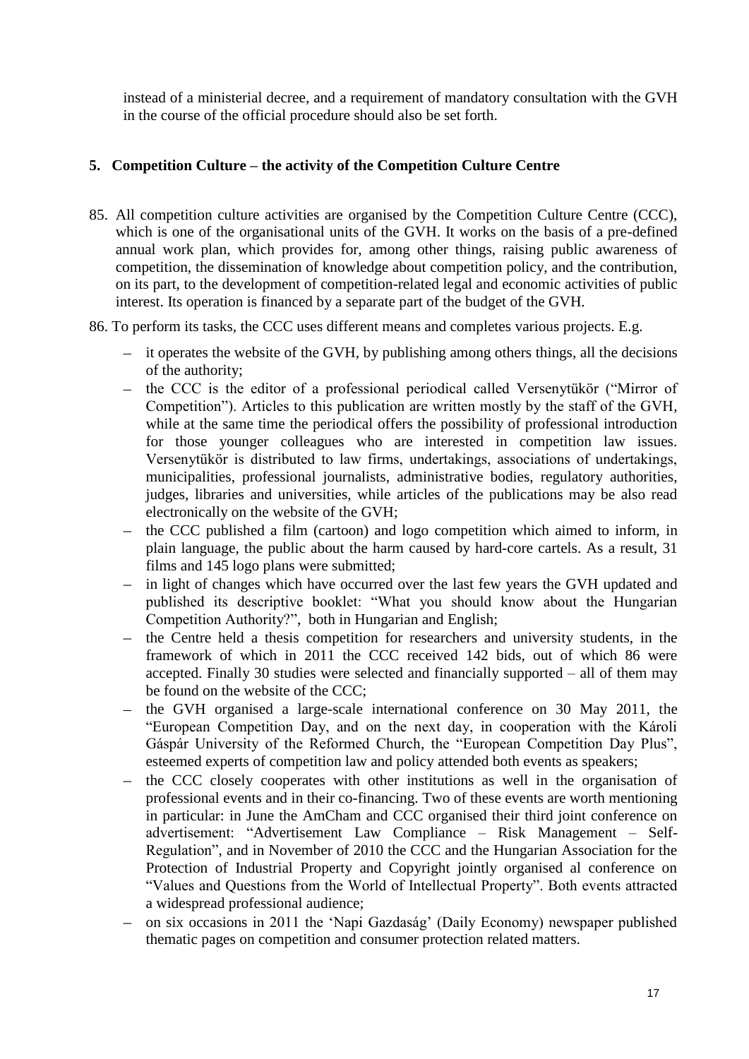instead of a ministerial decree, and a requirement of mandatory consultation with the GVH in the course of the official procedure should also be set forth.

## 5. Competition Culture – the activity of the Competition Culture Centre

85. All competition culture activities are organised by the Competition Culture Centre (CCC), which is one of the organisational units of the GVH. It works on the basis of a pre-defined annual work plan, which provides for, among other things, raising public awareness of competition, the dissemination of knowledge about competition policy, and the contribution, on its part, to the development of competition-related legal and economic activities of public interest. Its operation is financed by a separate part of the budget of the GVH.

86. To perform its tasks, the CCC uses different means and completes various projects. E.g.

– it operates the website of the GVH, by publishing among others things, all the decisions of the authority;

– the CCC is the editor of a professional periodical called Versenytükör ("Mirror of Competition"). Articles to this publication are written mostly by the staff of the GVH, while at the same time the periodical offers the possibility of professional introduction for those younger colleagues who are interested in competition law issues. Versenytükör is distributed to law firms, undertakings, associations of undertakings, municipalities, professional journalists, administrative bodies, regulatory authorities, judges, libraries and universities, while articles of the publications may be also read electronically on the website of the GVH;

– the CCC published a film (cartoon) and logo competition which aimed to inform, in plain language, the public about the harm caused by hard-core cartels. As a result, 31 films and 145 logo plans were submitted;

– in light of changes which have occurred over the last few years the GVH updated and published its descriptive booklet: "What you should know about the Hungarian Competition Authority?", both in Hungarian and English;

– the Centre held a thesis competition for researchers and university students, in the framework of which in 2011 the CCC received 142 bids, out of which 86 were accepted. Finally 30 studies were selected and financially supported – all of them may be found on the website of the CCC;

– the GVH organised a large-scale international conference on 30 May 2011, the "European Competition Day, and on the next day, in cooperation with the Károli Gáspár University of the Reformed Church, the "European Competition Day Plus", esteemed experts of competition law and policy attended both events as speakers;

– the CCC closely cooperates with other institutions as well in the organisation of professional events and in their co-financing. Two of these events are worth mentioning in particular: in June the AmCham and CCC organised their third joint conference on advertisement: "Advertisement Law Compliance – Risk Management – Self-Regulation", and in November of 2010 the CCC and the Hungarian Association for the Protection of Industrial Property and Copyright jointly organised al conference on "Values and Questions from the World of Intellectual Property". Both events attracted a widespread professional audience;

– on six occasions in 2011 the 'Napi Gazdaság' (Daily Economy) newspaper published thematic pages on competition and consumer protection related matters.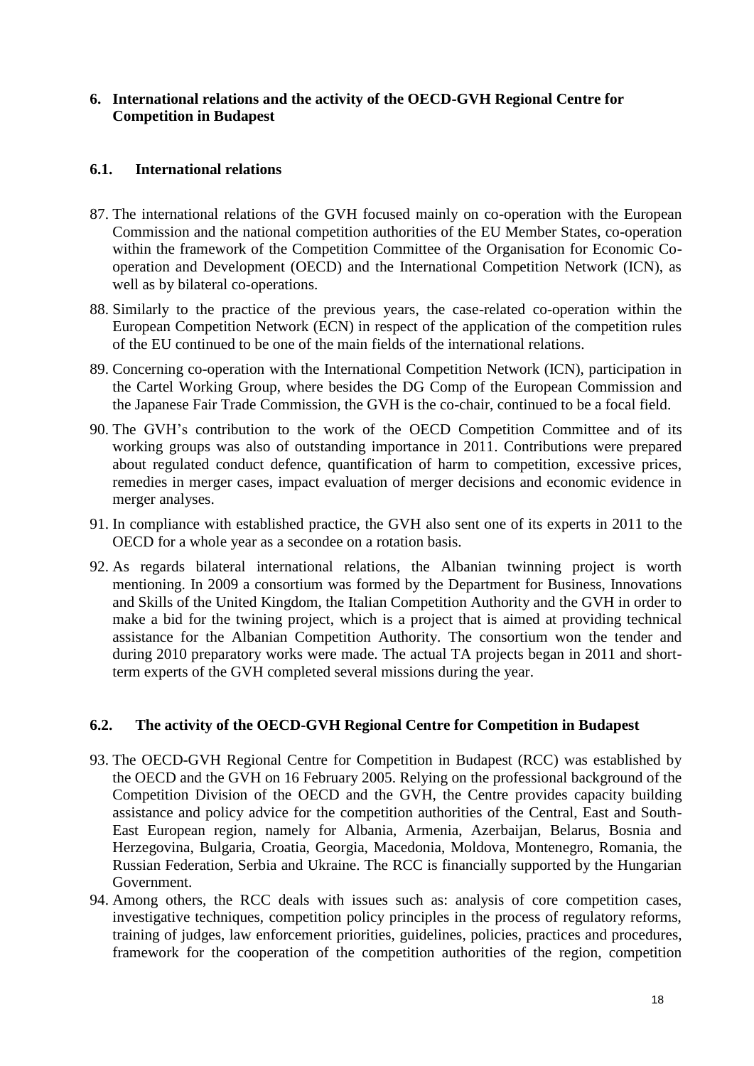## 6. International relations and the activity of the OECD-GVH Regional Centre for Competition in Budapest

### 6.1. International relations

87. The international relations of the GVH focused mainly on co-operation with the European Commission and the national competition authorities of the EU Member States, co-operation within the framework of the Competition Committee of the Organisation for Economic Co-operation and Development (OECD) and the International Competition Network (ICN), as well as by bilateral co-operations.

88. Similarly to the practice of the previous years, the case-related co-operation within the European Competition Network (ECN) in respect of the application of the competition rules of the EU continued to be one of the main fields of the international relations.

89. Concerning co-operation with the International Competition Network (ICN), participation in the Cartel Working Group, where besides the DG Comp of the European Commission and the Japanese Fair Trade Commission, the GVH is the co-chair, continued to be a focal field.

90. The GVH's contribution to the work of the OECD Competition Committee and of its working groups was also of outstanding importance in 2011. Contributions were prepared about regulated conduct defence, quantification of harm to competition, excessive prices, remedies in merger cases, impact evaluation of merger decisions and economic evidence in merger analyses.

91. In compliance with established practice, the GVH also sent one of its experts in 2011 to the OECD for a whole year as a secondee on a rotation basis.

92. As regards bilateral international relations, the Albanian twinning project is worth mentioning. In 2009 a consortium was formed by the Department for Business, Innovations and Skills of the United Kingdom, the Italian Competition Authority and the GVH in order to make a bid for the twining project, which is a project that is aimed at providing technical assistance for the Albanian Competition Authority. The consortium won the tender and during 2010 preparatory works were made. The actual TA projects began in 2011 and short-term experts of the GVH completed several missions during the year.

### 6.2. The activity of the OECD-GVH Regional Centre for Competition in Budapest

93. The OECD-GVH Regional Centre for Competition in Budapest (RCC) was established by the OECD and the GVH on 16 February 2005. Relying on the professional background of the Competition Division of the OECD and the GVH, the Centre provides capacity building assistance and policy advice for the competition authorities of the Central, East and South-East European region, namely for Albania, Armenia, Azerbaijan, Belarus, Bosnia and Herzegovina, Bulgaria, Croatia, Georgia, Macedonia, Moldova, Montenegro, Romania, the Russian Federation, Serbia and Ukraine. The RCC is financially supported by the Hungarian Government.

94. Among others, the RCC deals with issues such as: analysis of core competition cases, investigative techniques, competition policy principles in the process of regulatory reforms, training of judges, law enforcement priorities, guidelines, policies, practices and procedures, framework for the cooperation of the competition authorities of the region, competition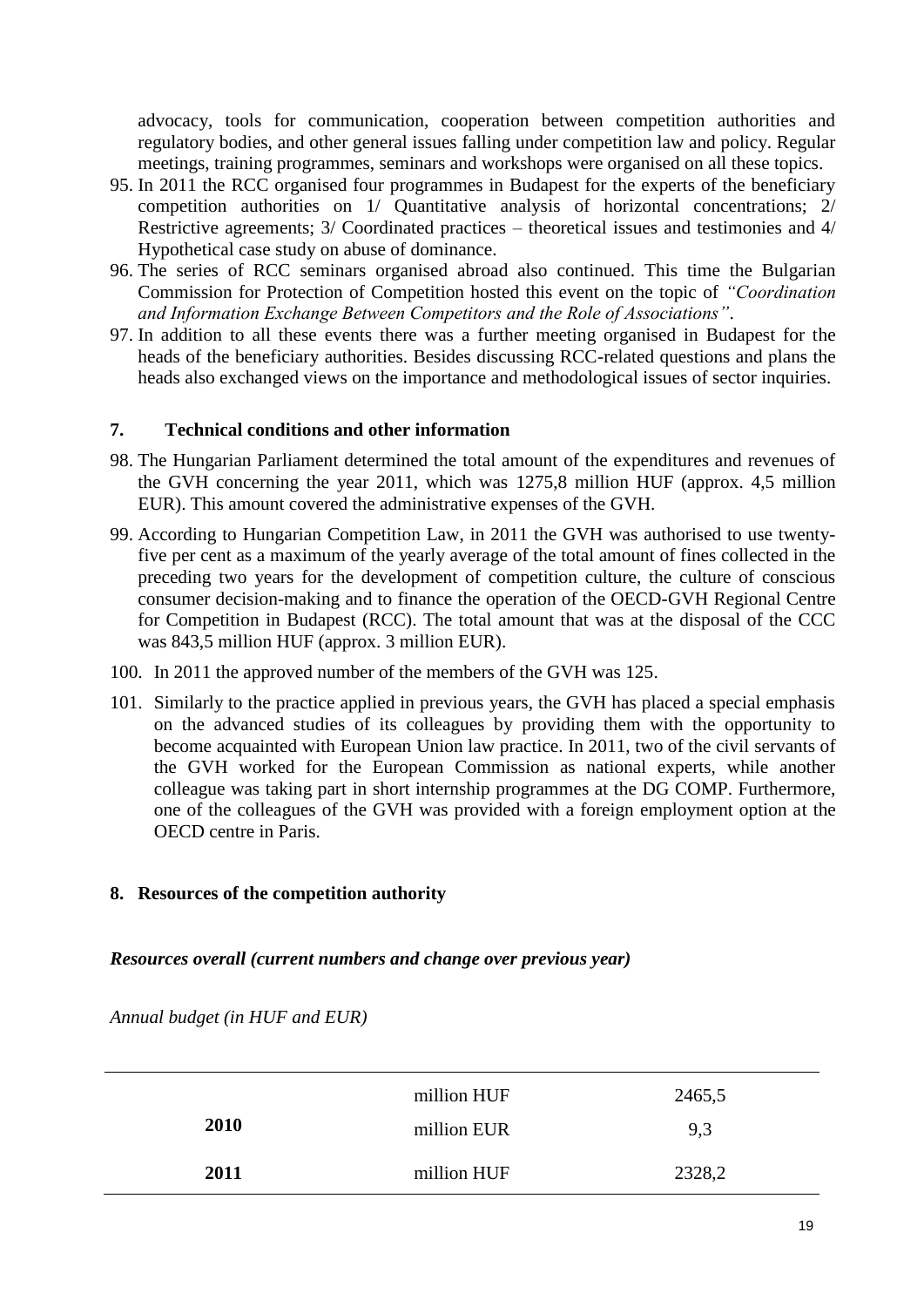advocacy, tools for communication, cooperation between competition authorities and regulatory bodies, and other general issues falling under competition law and policy. Regular meetings, training programmes, seminars and workshops were organised on all these topics.

95. In 2011 the RCC organised four programmes in Budapest for the experts of the beneficiary competition authorities on 1/ Quantitative analysis of horizontal concentrations; 2/ Restrictive agreements; 3/ Coordinated practices – theoretical issues and testimonies and 4/ Hypothetical case study on abuse of dominance.
96. The series of RCC seminars organised abroad also continued. This time the Bulgarian Commission for Protection of Competition hosted this event on the topic of *"Coordination and Information Exchange Between Competitors and the Role of Associations"*.
97. In addition to all these events there was a further meeting organised in Budapest for the heads of the beneficiary authorities. Besides discussing RCC-related questions and plans the heads also exchanged views on the importance and methodological issues of sector inquiries.

## 7. Technical conditions and other information

98. The Hungarian Parliament determined the total amount of the expenditures and revenues of the GVH concerning the year 2011, which was 1275,8 million HUF (approx. 4,5 million EUR). This amount covered the administrative expenses of the GVH.
99. According to Hungarian Competition Law, in 2011 the GVH was authorised to use twenty-five per cent as a maximum of the yearly average of the total amount of fines collected in the preceding two years for the development of competition culture, the culture of conscious consumer decision-making and to finance the operation of the OECD-GVH Regional Centre for Competition in Budapest (RCC). The total amount that was at the disposal of the CCC was 843,5 million HUF (approx. 3 million EUR).
100. In 2011 the approved number of the members of the GVH was 125.
101. Similarly to the practice applied in previous years, the GVH has placed a special emphasis on the advanced studies of its colleagues by providing them with the opportunity to become acquainted with European Union law practice. In 2011, two of the civil servants of the GVH worked for the European Commission as national experts, while another colleague was taking part in short internship programmes at the DG COMP. Furthermore, one of the colleagues of the GVH was provided with a foreign employment option at the OECD centre in Paris.

## 8. Resources of the competition authority

### *Resources overall (current numbers and change over previous year)*

*Annual budget (in HUF and EUR)*

| | | |
|---|---|---|
| **2010** | million HUF | 2465,5 |
| | million EUR | 9,3 |
| **2011** | million HUF | 2328,2 |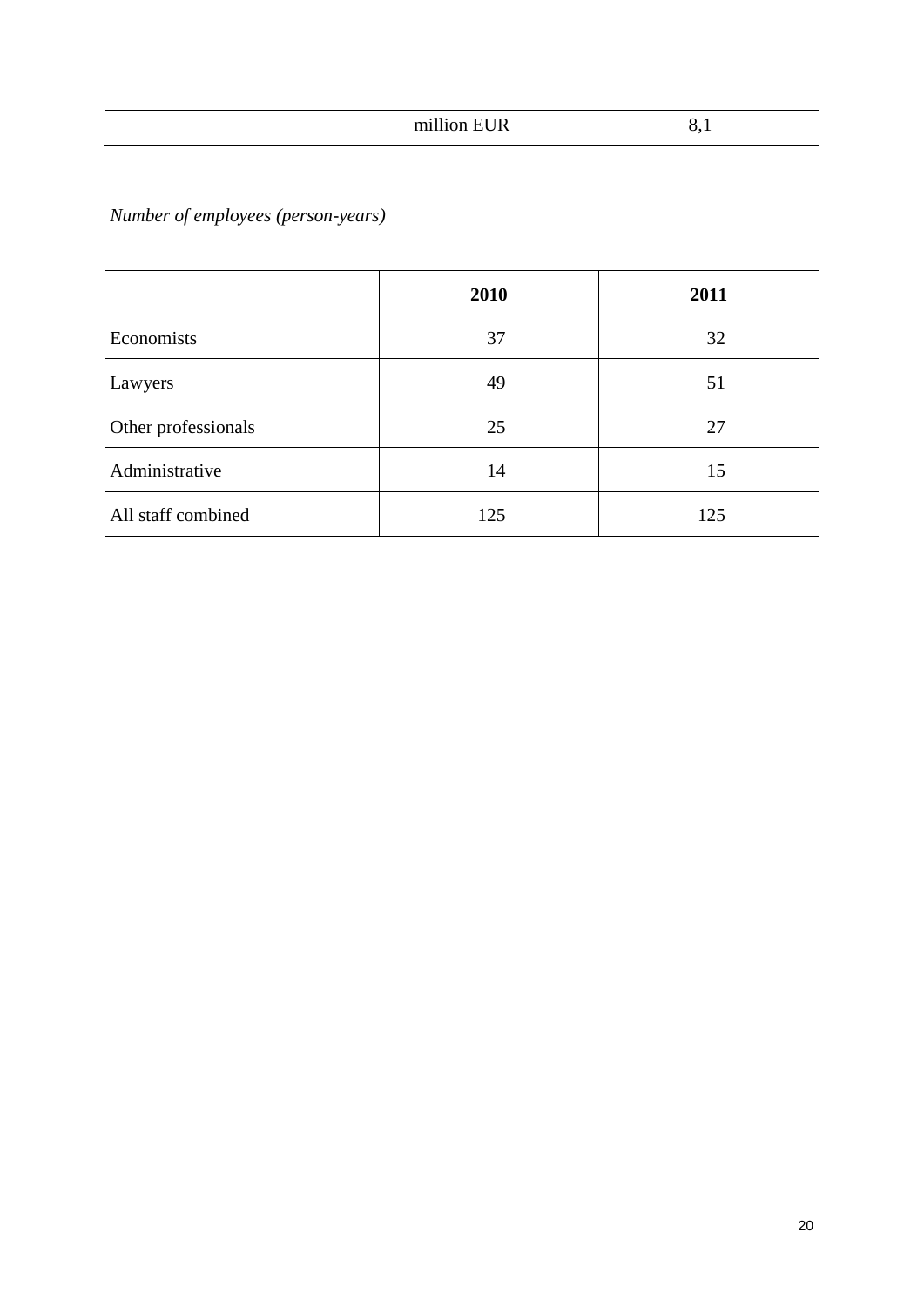| | | |
|---|---|---|
| | million EUR | 8,1 |

*Number of employees (person-years)*

| | 2010 | 2011 |
|---|---|---|
| Economists | 37 | 32 |
| Lawyers | 49 | 51 |
| Other professionals | 25 | 27 |
| Administrative | 14 | 15 |
| All staff combined | 125 | 125 |